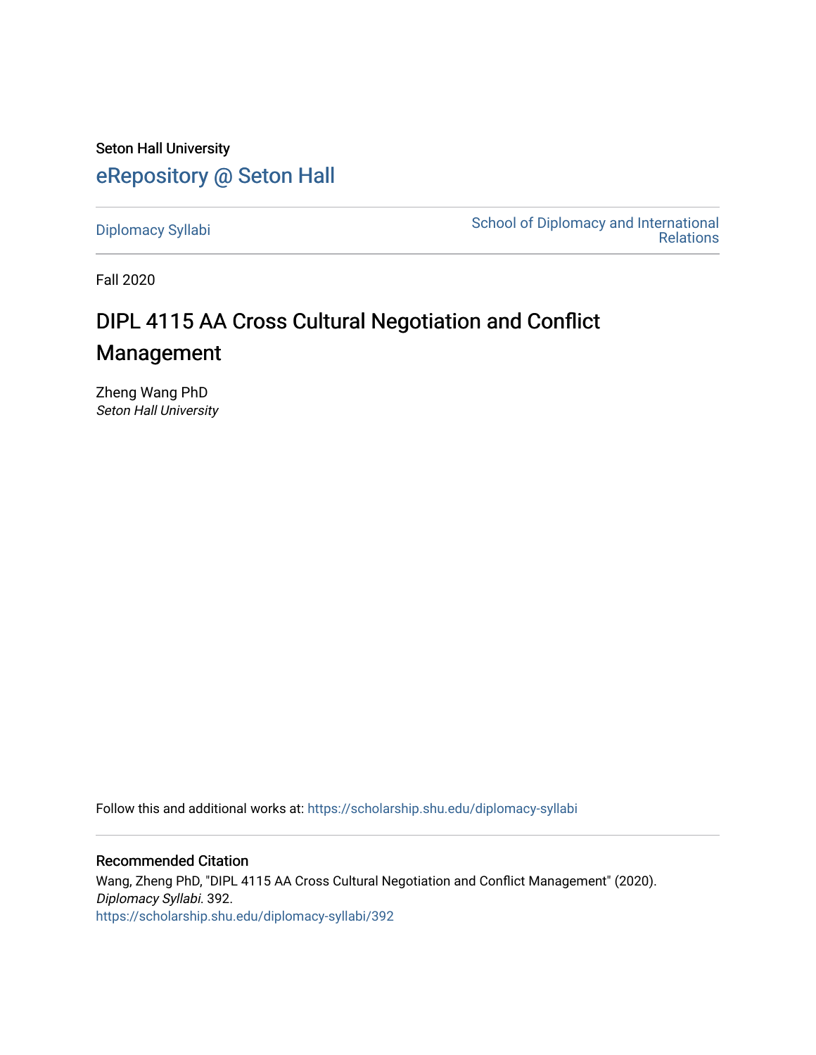Seton Hall University

# eRepository @ Seton Hall

Diplomacy Syllabi

School of Diplomacy and International Relations

Fall 2020

## DIPL 4115 AA Cross Cultural Negotiation and Conflict Management

Zheng Wang PhD
*Seton Hall University*

Follow this and additional works at: https://scholarship.shu.edu/diplomacy-syllabi

### Recommended Citation

Wang, Zheng PhD, "DIPL 4115 AA Cross Cultural Negotiation and Conflict Management" (2020). *Diplomacy Syllabi*. 392.
https://scholarship.shu.edu/diplomacy-syllabi/392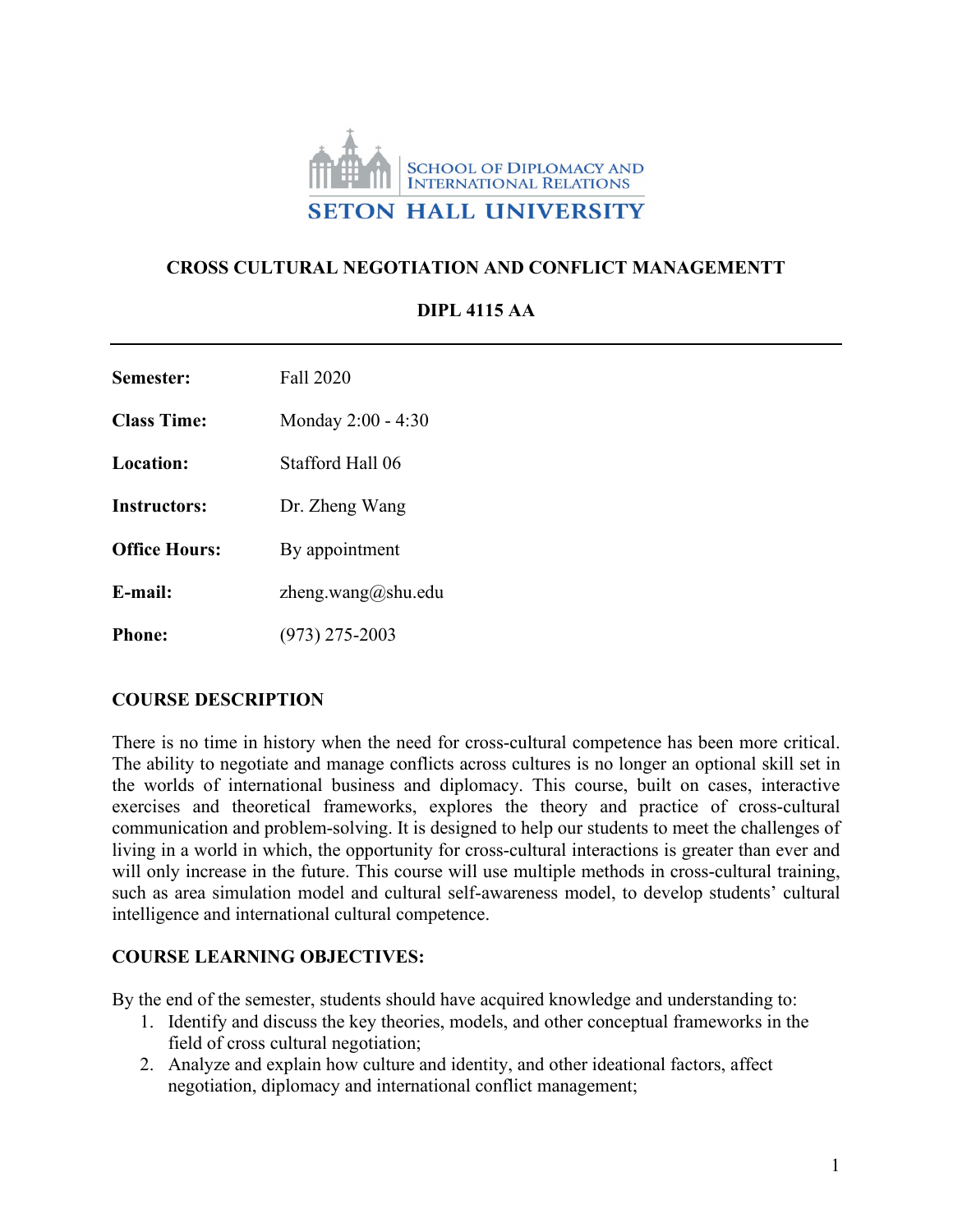SCHOOL OF DIPLOMACY AND INTERNATIONAL RELATIONS

SETON HALL UNIVERSITY

## CROSS CULTURAL NEGOTIATION AND CONFLICT MANAGEMENTT

## DIPL 4115 AA

---

**Semester:** Fall 2020

**Class Time:** Monday 2:00 - 4:30

**Location:** Stafford Hall 06

**Instructors:** Dr. Zheng Wang

**Office Hours:** By appointment

**E-mail:** zheng.wang@shu.edu

**Phone:** (973) 275-2003

### COURSE DESCRIPTION

There is no time in history when the need for cross-cultural competence has been more critical. The ability to negotiate and manage conflicts across cultures is no longer an optional skill set in the worlds of international business and diplomacy. This course, built on cases, interactive exercises and theoretical frameworks, explores the theory and practice of cross-cultural communication and problem-solving. It is designed to help our students to meet the challenges of living in a world in which, the opportunity for cross-cultural interactions is greater than ever and will only increase in the future. This course will use multiple methods in cross-cultural training, such as area simulation model and cultural self-awareness model, to develop students' cultural intelligence and international cultural competence.

### COURSE LEARNING OBJECTIVES:

By the end of the semester, students should have acquired knowledge and understanding to:

1. Identify and discuss the key theories, models, and other conceptual frameworks in the field of cross cultural negotiation;
2. Analyze and explain how culture and identity, and other ideational factors, affect negotiation, diplomacy and international conflict management;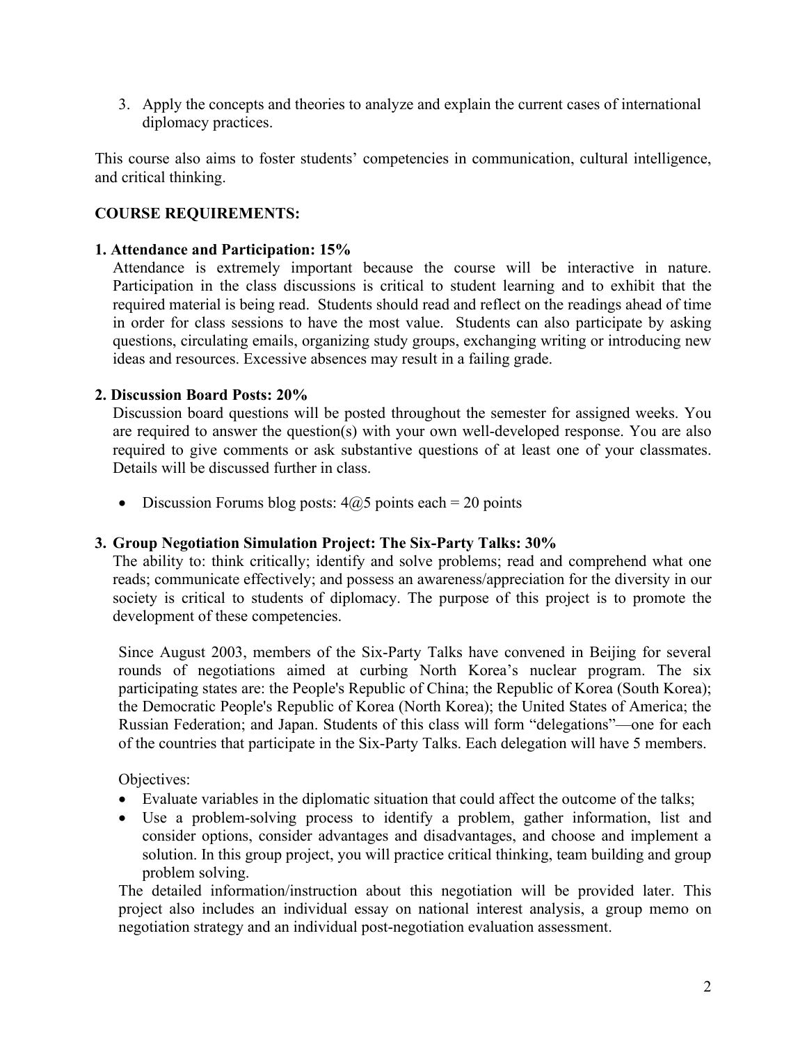3. Apply the concepts and theories to analyze and explain the current cases of international diplomacy practices.

This course also aims to foster students' competencies in communication, cultural intelligence, and critical thinking.

**COURSE REQUIREMENTS:**

**1. Attendance and Participation: 15%**

Attendance is extremely important because the course will be interactive in nature. Participation in the class discussions is critical to student learning and to exhibit that the required material is being read. Students should read and reflect on the readings ahead of time in order for class sessions to have the most value. Students can also participate by asking questions, circulating emails, organizing study groups, exchanging writing or introducing new ideas and resources. Excessive absences may result in a failing grade.

**2. Discussion Board Posts: 20%**

Discussion board questions will be posted throughout the semester for assigned weeks. You are required to answer the question(s) with your own well-developed response. You are also required to give comments or ask substantive questions of at least one of your classmates. Details will be discussed further in class.

- Discussion Forums blog posts: 4@5 points each = 20 points

**3. Group Negotiation Simulation Project: The Six-Party Talks: 30%**

The ability to: think critically; identify and solve problems; read and comprehend what one reads; communicate effectively; and possess an awareness/appreciation for the diversity in our society is critical to students of diplomacy. The purpose of this project is to promote the development of these competencies.

Since August 2003, members of the Six-Party Talks have convened in Beijing for several rounds of negotiations aimed at curbing North Korea's nuclear program. The six participating states are: the People's Republic of China; the Republic of Korea (South Korea); the Democratic People's Republic of Korea (North Korea); the United States of America; the Russian Federation; and Japan. Students of this class will form "delegations"—one for each of the countries that participate in the Six-Party Talks. Each delegation will have 5 members.

Objectives:

- Evaluate variables in the diplomatic situation that could affect the outcome of the talks;
- Use a problem-solving process to identify a problem, gather information, list and consider options, consider advantages and disadvantages, and choose and implement a solution. In this group project, you will practice critical thinking, team building and group problem solving.

The detailed information/instruction about this negotiation will be provided later. This project also includes an individual essay on national interest analysis, a group memo on negotiation strategy and an individual post-negotiation evaluation assessment.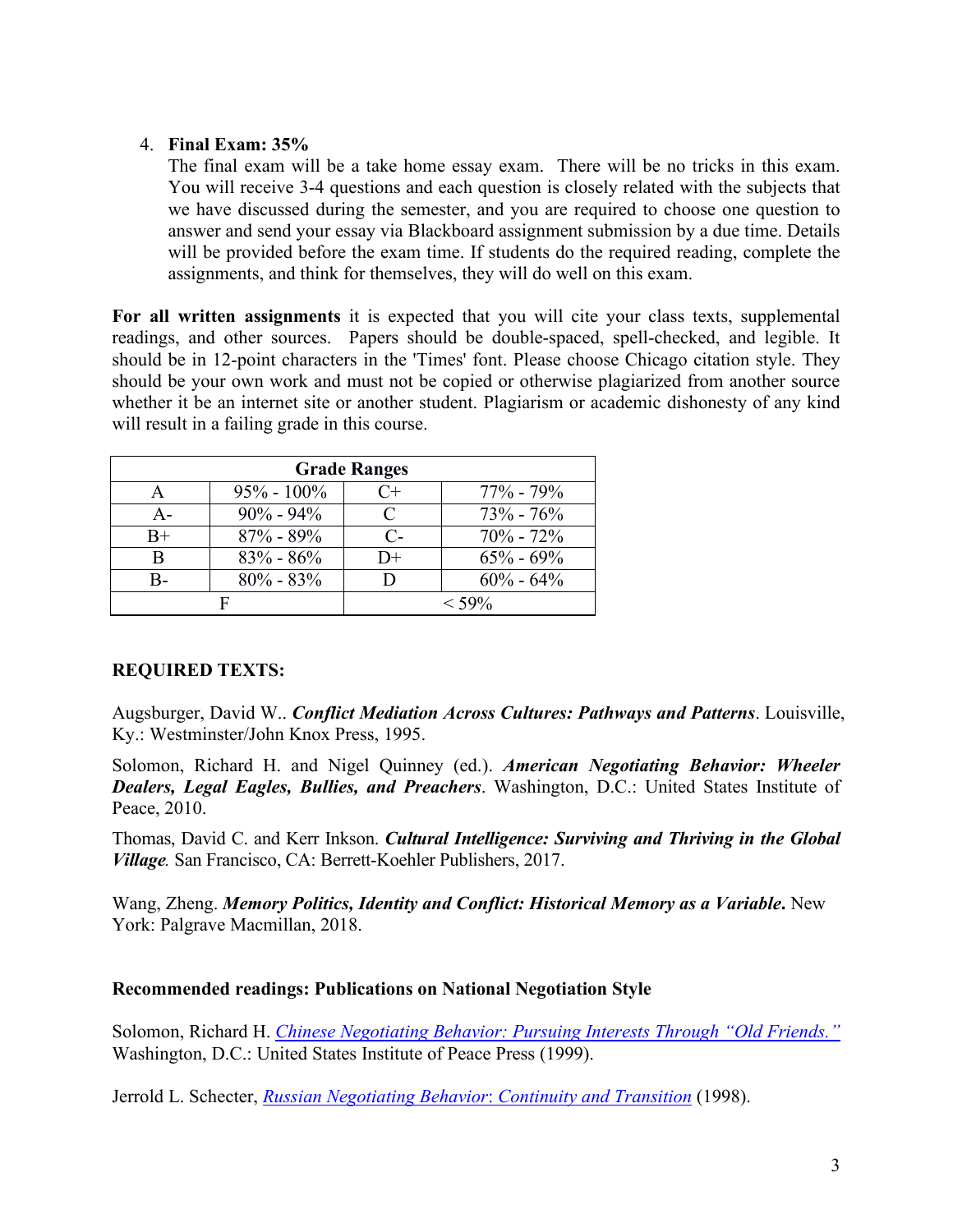4. **Final Exam: 35%**
   The final exam will be a take home essay exam.  There will be no tricks in this exam. You will receive 3-4 questions and each question is closely related with the subjects that we have discussed during the semester, and you are required to choose one question to answer and send your essay via Blackboard assignment submission by a due time. Details will be provided before the exam time. If students do the required reading, complete the assignments, and think for themselves, they will do well on this exam.

**For all written assignments** it is expected that you will cite your class texts, supplemental readings, and other sources.  Papers should be double-spaced, spell-checked, and legible. It should be in 12-point characters in the 'Times' font. Please choose Chicago citation style. They should be your own work and must not be copied or otherwise plagiarized from another source whether it be an internet site or another student. Plagiarism or academic dishonesty of any kind will result in a failing grade in this course.

| **Grade Ranges** | | | |
|---|---|---|---|
| A | 95% - 100% | C+ | 77% - 79% |
| A- | 90% - 94% | C | 73% - 76% |
| B+ | 87% - 89% | C- | 70% - 72% |
| B | 83% - 86% | D+ | 65% - 69% |
| B- | 80% - 83% | D | 60% - 64% |
| F | | < 59% | |

**REQUIRED TEXTS:**

Augsburger, David W.. ***Conflict Mediation Across Cultures: Pathways and Patterns***. Louisville, Ky.: Westminster/John Knox Press, 1995.

Solomon, Richard H. and Nigel Quinney (ed.). ***American Negotiating Behavior: Wheeler Dealers, Legal Eagles, Bullies, and Preachers***. Washington, D.C.: United States Institute of Peace, 2010.

Thomas, David C. and Kerr Inkson. ***Cultural Intelligence: Surviving and Thriving in the Global Village.*** San Francisco, CA: Berrett-Koehler Publishers, 2017.

Wang, Zheng. ***Memory Politics, Identity and Conflict: Historical Memory as a Variable*****.** New York: Palgrave Macmillan, 2018.

**Recommended readings: Publications on National Negotiation Style**

Solomon, Richard H. *Chinese Negotiating Behavior: Pursuing Interests Through "Old Friends."* Washington, D.C.: United States Institute of Peace Press (1999).

Jerrold L. Schecter, *Russian Negotiating Behavior: Continuity and Transition* (1998).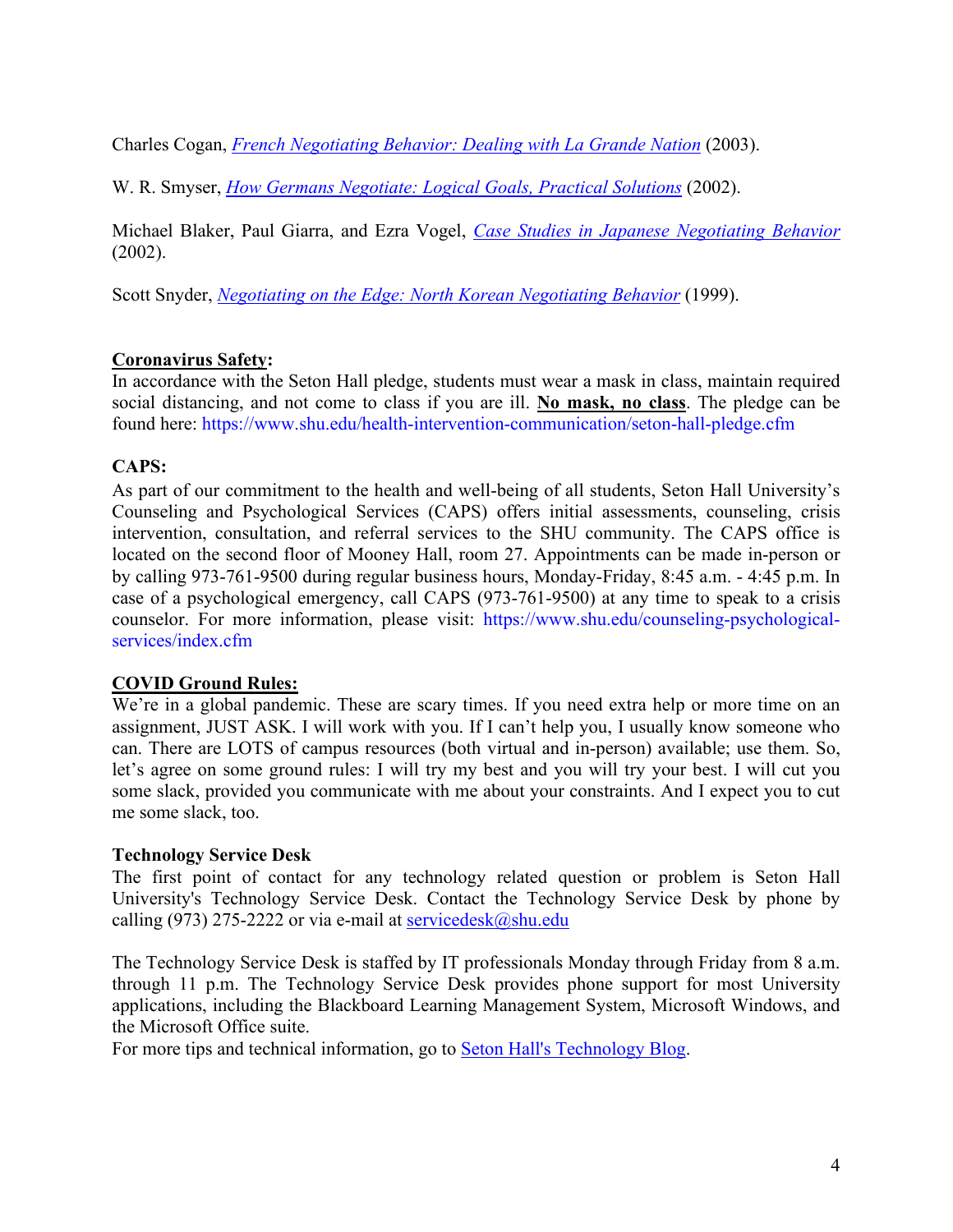Charles Cogan, *[French Negotiating Behavior: Dealing with La Grande Nation](#)* (2003).

W. R. Smyser, *[How Germans Negotiate: Logical Goals, Practical Solutions](#)* (2002).

Michael Blaker, Paul Giarra, and Ezra Vogel, *[Case Studies in Japanese Negotiating Behavior](#)* (2002).

Scott Snyder, *[Negotiating on the Edge: North Korean Negotiating Behavior](#)* (1999).

**Coronavirus Safety:**
In accordance with the Seton Hall pledge, students must wear a mask in class, maintain required social distancing, and not come to class if you are ill. **No mask, no class**. The pledge can be found here: https://www.shu.edu/health-intervention-communication/seton-hall-pledge.cfm

**CAPS:**
As part of our commitment to the health and well-being of all students, Seton Hall University's Counseling and Psychological Services (CAPS) offers initial assessments, counseling, crisis intervention, consultation, and referral services to the SHU community. The CAPS office is located on the second floor of Mooney Hall, room 27. Appointments can be made in-person or by calling 973-761-9500 during regular business hours, Monday-Friday, 8:45 a.m. - 4:45 p.m. In case of a psychological emergency, call CAPS (973-761-9500) at any time to speak to a crisis counselor. For more information, please visit: https://www.shu.edu/counseling-psychological-services/index.cfm

**COVID Ground Rules:**
We're in a global pandemic. These are scary times. If you need extra help or more time on an assignment, JUST ASK. I will work with you. If I can't help you, I usually know someone who can. There are LOTS of campus resources (both virtual and in-person) available; use them. So, let's agree on some ground rules: I will try my best and you will try your best. I will cut you some slack, provided you communicate with me about your constraints. And I expect you to cut me some slack, too.

**Technology Service Desk**
The first point of contact for any technology related question or problem is Seton Hall University's Technology Service Desk. Contact the Technology Service Desk by phone by calling (973) 275-2222 or via e-mail at servicedesk@shu.edu

The Technology Service Desk is staffed by IT professionals Monday through Friday from 8 a.m. through 11 p.m. The Technology Service Desk provides phone support for most University applications, including the Blackboard Learning Management System, Microsoft Windows, and the Microsoft Office suite.
For more tips and technical information, go to Seton Hall's Technology Blog.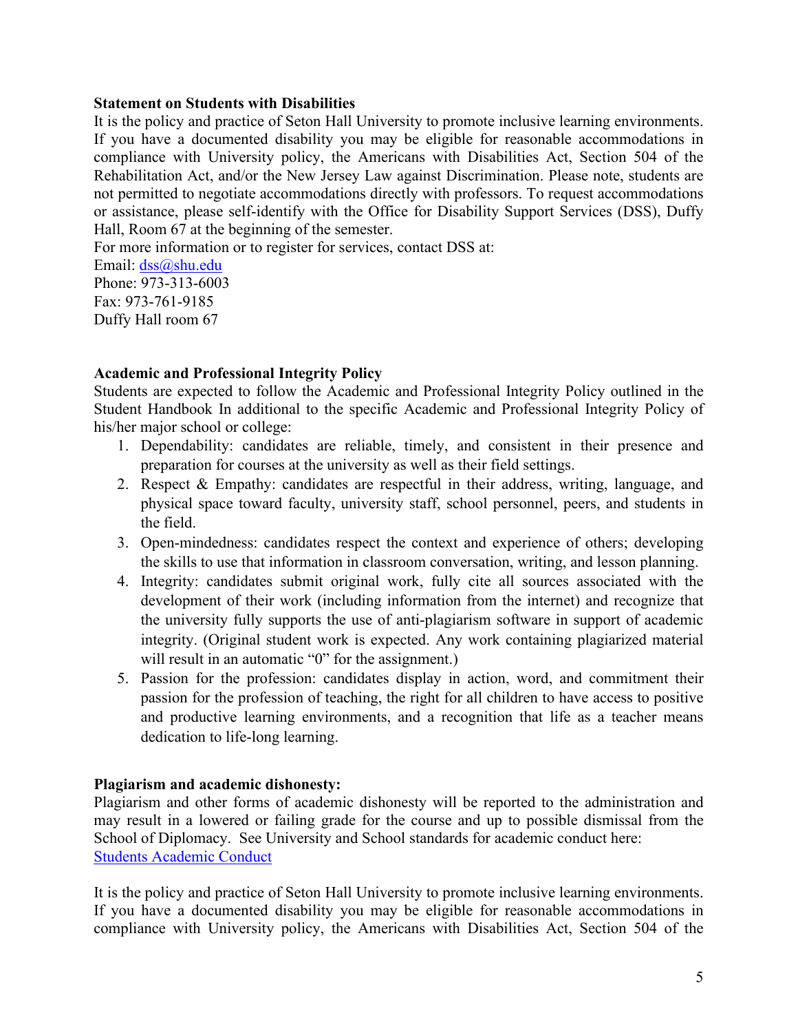**Statement on Students with Disabilities**

It is the policy and practice of Seton Hall University to promote inclusive learning environments. If you have a documented disability you may be eligible for reasonable accommodations in compliance with University policy, the Americans with Disabilities Act, Section 504 of the Rehabilitation Act, and/or the New Jersey Law against Discrimination. Please note, students are not permitted to negotiate accommodations directly with professors. To request accommodations or assistance, please self-identify with the Office for Disability Support Services (DSS), Duffy Hall, Room 67 at the beginning of the semester.

For more information or to register for services, contact DSS at:
Email: dss@shu.edu
Phone: 973-313-6003
Fax: 973-761-9185
Duffy Hall room 67

**Academic and Professional Integrity Policy**

Students are expected to follow the Academic and Professional Integrity Policy outlined in the Student Handbook In additional to the specific Academic and Professional Integrity Policy of his/her major school or college:

1. Dependability: candidates are reliable, timely, and consistent in their presence and preparation for courses at the university as well as their field settings.
2. Respect & Empathy: candidates are respectful in their address, writing, language, and physical space toward faculty, university staff, school personnel, peers, and students in the field.
3. Open-mindedness: candidates respect the context and experience of others; developing the skills to use that information in classroom conversation, writing, and lesson planning.
4. Integrity: candidates submit original work, fully cite all sources associated with the development of their work (including information from the internet) and recognize that the university fully supports the use of anti-plagiarism software in support of academic integrity. (Original student work is expected. Any work containing plagiarized material will result in an automatic "0" for the assignment.)
5. Passion for the profession: candidates display in action, word, and commitment their passion for the profession of teaching, the right for all children to have access to positive and productive learning environments, and a recognition that life as a teacher means dedication to life-long learning.

**Plagiarism and academic dishonesty:**

Plagiarism and other forms of academic dishonesty will be reported to the administration and may result in a lowered or failing grade for the course and up to possible dismissal from the School of Diplomacy. See University and School standards for academic conduct here: Students Academic Conduct

It is the policy and practice of Seton Hall University to promote inclusive learning environments. If you have a documented disability you may be eligible for reasonable accommodations in compliance with University policy, the Americans with Disabilities Act, Section 504 of the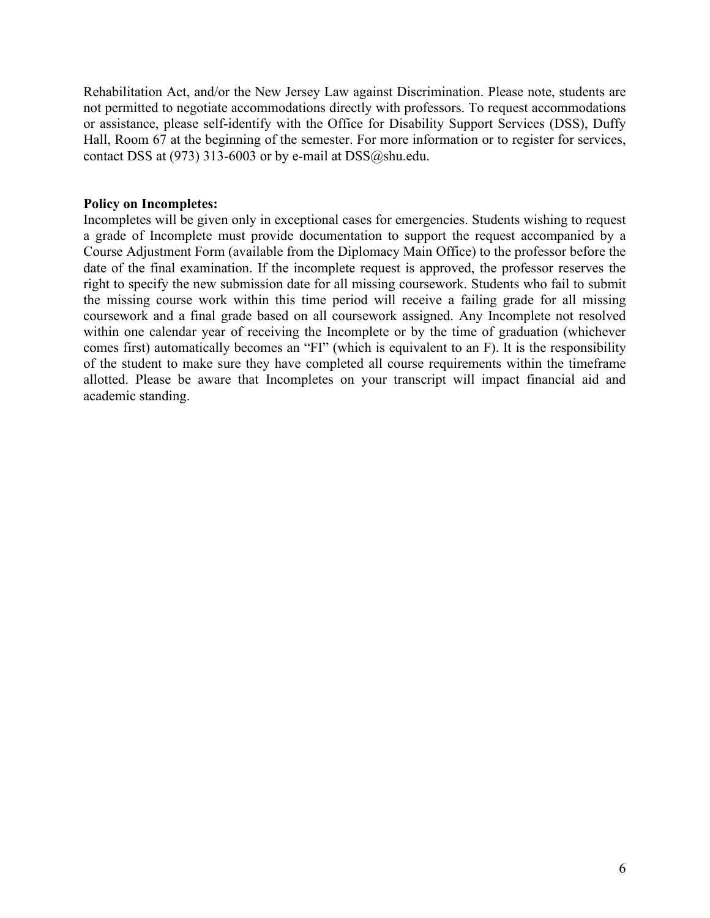Rehabilitation Act, and/or the New Jersey Law against Discrimination. Please note, students are not permitted to negotiate accommodations directly with professors. To request accommodations or assistance, please self-identify with the Office for Disability Support Services (DSS), Duffy Hall, Room 67 at the beginning of the semester. For more information or to register for services, contact DSS at (973) 313-6003 or by e-mail at DSS@shu.edu.

**Policy on Incompletes:**

Incompletes will be given only in exceptional cases for emergencies. Students wishing to request a grade of Incomplete must provide documentation to support the request accompanied by a Course Adjustment Form (available from the Diplomacy Main Office) to the professor before the date of the final examination. If the incomplete request is approved, the professor reserves the right to specify the new submission date for all missing coursework. Students who fail to submit the missing course work within this time period will receive a failing grade for all missing coursework and a final grade based on all coursework assigned. Any Incomplete not resolved within one calendar year of receiving the Incomplete or by the time of graduation (whichever comes first) automatically becomes an "FI" (which is equivalent to an F). It is the responsibility of the student to make sure they have completed all course requirements within the timeframe allotted. Please be aware that Incompletes on your transcript will impact financial aid and academic standing.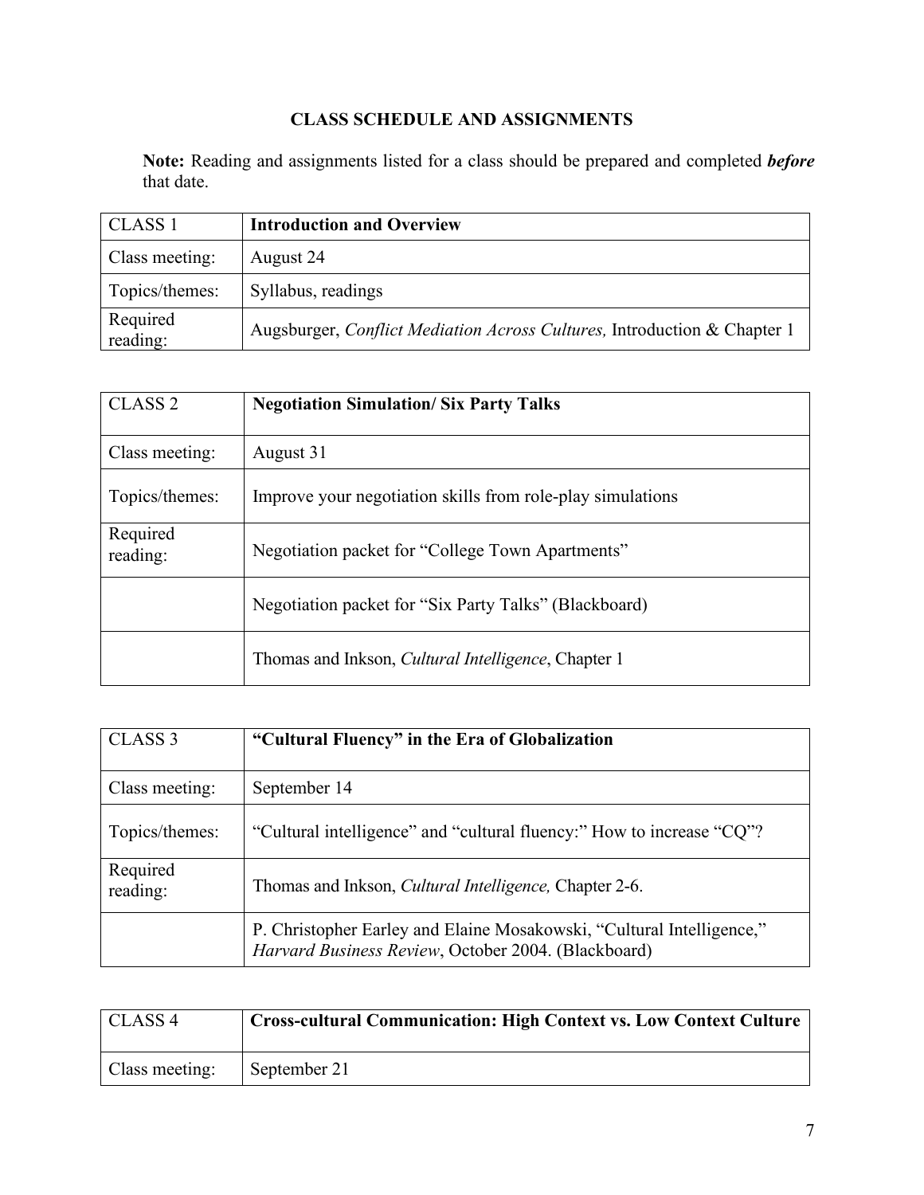# CLASS SCHEDULE AND ASSIGNMENTS

**Note:** Reading and assignments listed for a class should be prepared and completed ***before*** that date.

| CLASS 1 | **Introduction and Overview** |
|---|---|
| Class meeting: | August 24 |
| Topics/themes: | Syllabus, readings |
| Required reading: | Augsburger, *Conflict Mediation Across Cultures,* Introduction & Chapter 1 |

| CLASS 2 | **Negotiation Simulation/ Six Party Talks** |
|---|---|
| Class meeting: | August 31 |
| Topics/themes: | Improve your negotiation skills from role-play simulations |
| Required reading: | Negotiation packet for "College Town Apartments" |
| | Negotiation packet for "Six Party Talks" (Blackboard) |
| | Thomas and Inkson, *Cultural Intelligence*, Chapter 1 |

| CLASS 3 | **"Cultural Fluency" in the Era of Globalization** |
|---|---|
| Class meeting: | September 14 |
| Topics/themes: | "Cultural intelligence" and "cultural fluency:" How to increase "CQ"? |
| Required reading: | Thomas and Inkson, *Cultural Intelligence,* Chapter 2-6. |
| | P. Christopher Earley and Elaine Mosakowski, "Cultural Intelligence," *Harvard Business Review*, October 2004. (Blackboard) |

| CLASS 4 | **Cross-cultural Communication: High Context vs. Low Context Culture** |
|---|---|
| Class meeting: | September 21 |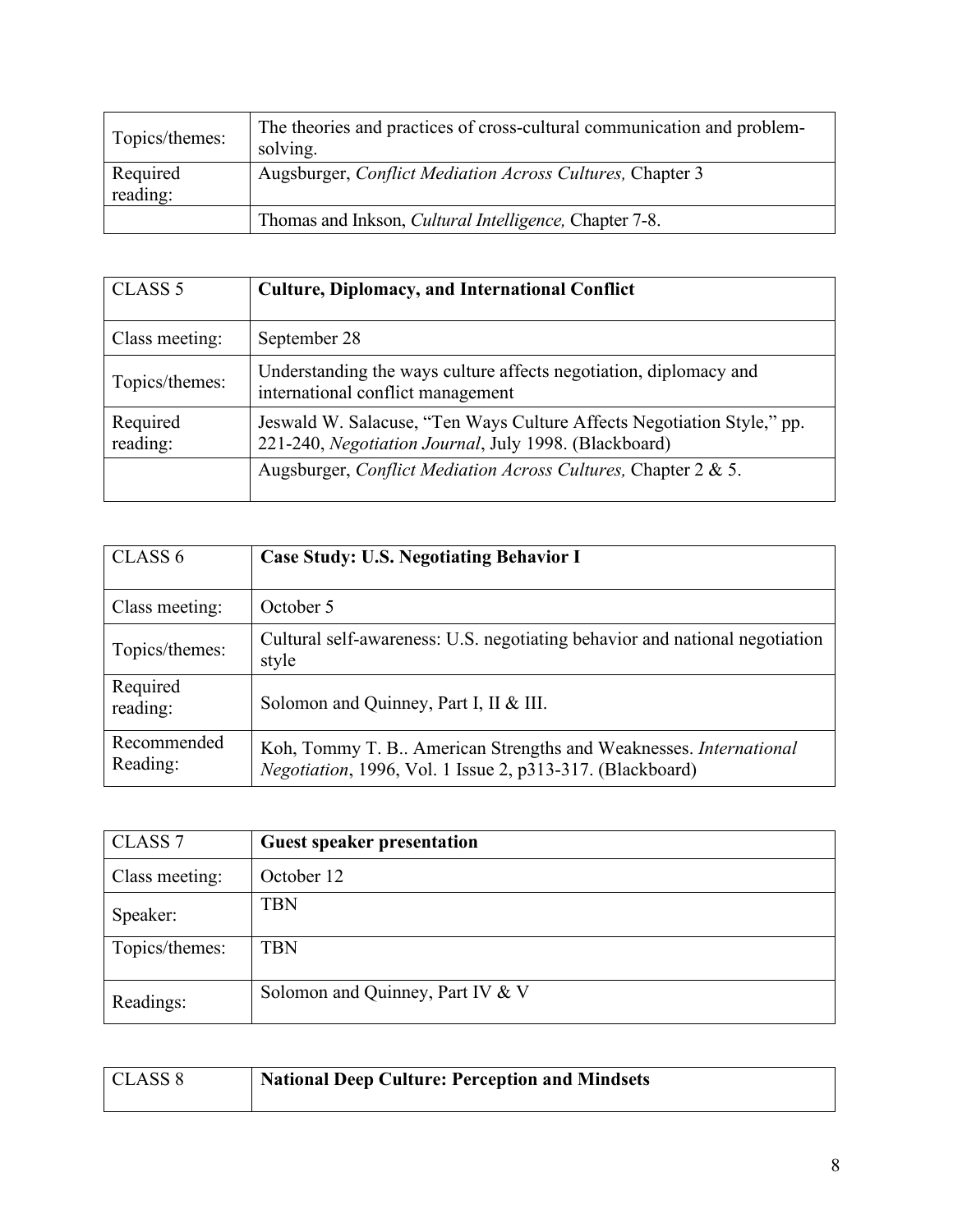| | |
|---|---|
| Topics/themes: | The theories and practices of cross-cultural communication and problem-solving. |
| Required reading: | Augsburger, *Conflict Mediation Across Cultures,* Chapter 3 |
| | Thomas and Inkson, *Cultural Intelligence,* Chapter 7-8. |

| CLASS 5 | **Culture, Diplomacy, and International Conflict** |
|---|---|
| Class meeting: | September 28 |
| Topics/themes: | Understanding the ways culture affects negotiation, diplomacy and international conflict management |
| Required reading: | Jeswald W. Salacuse, "Ten Ways Culture Affects Negotiation Style," pp. 221-240, *Negotiation Journal*, July 1998. (Blackboard) |
| | Augsburger, *Conflict Mediation Across Cultures,* Chapter 2 & 5. |

| CLASS 6 | **Case Study: U.S. Negotiating Behavior I** |
|---|---|
| Class meeting: | October 5 |
| Topics/themes: | Cultural self-awareness: U.S. negotiating behavior and national negotiation style |
| Required reading: | Solomon and Quinney, Part I, II & III. |
| Recommended Reading: | Koh, Tommy T. B.. American Strengths and Weaknesses. *International Negotiation*, 1996, Vol. 1 Issue 2, p313-317. (Blackboard) |

| CLASS 7 | **Guest speaker presentation** |
|---|---|
| Class meeting: | October 12 |
| Speaker: | TBN |
| Topics/themes: | TBN |
| Readings: | Solomon and Quinney, Part IV & V |

| CLASS 8 | **National Deep Culture: Perception and Mindsets** |
|---|---|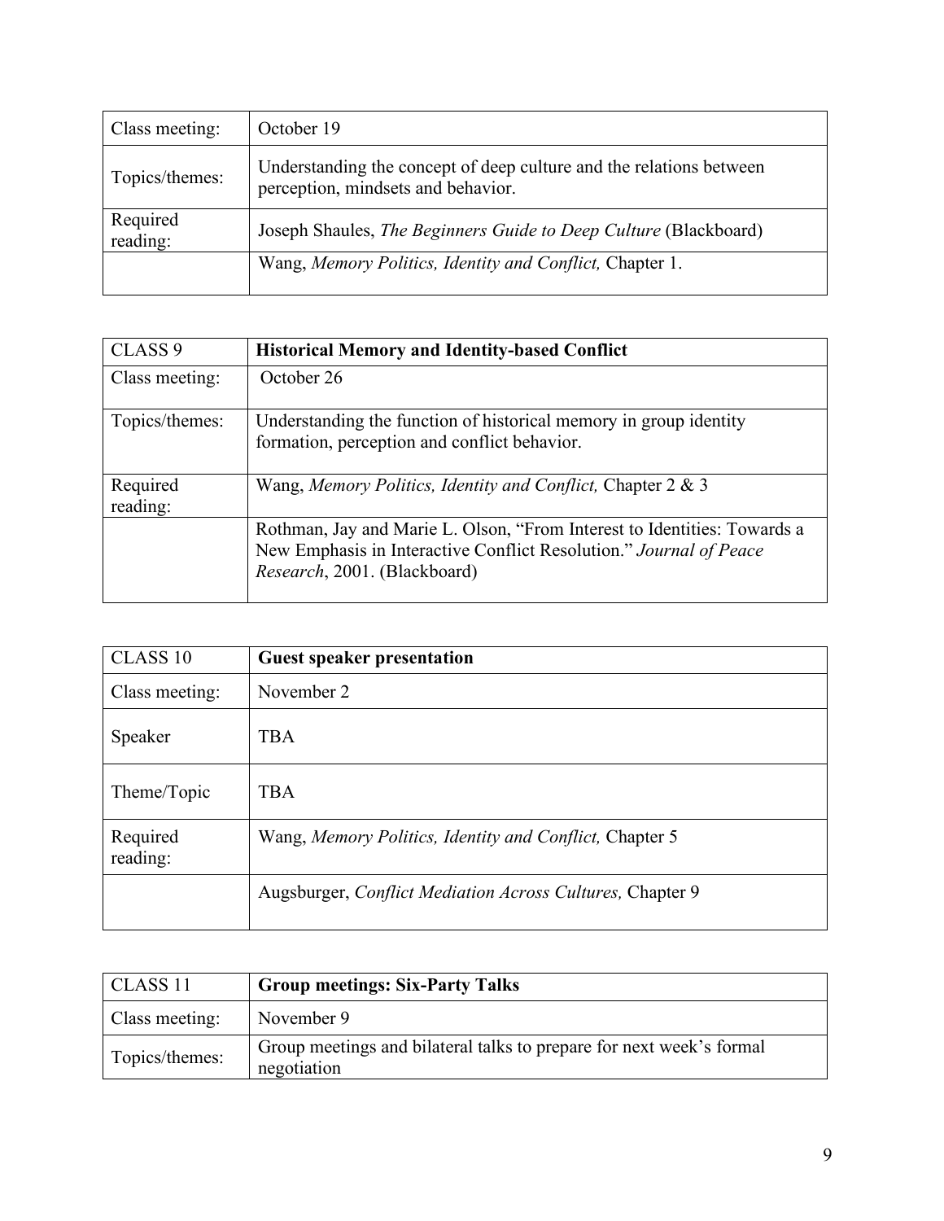| Class meeting: | October 19 |
| --- | --- |
| Topics/themes: | Understanding the concept of deep culture and the relations between perception, mindsets and behavior. |
| Required reading: | Joseph Shaules, *The Beginners Guide to Deep Culture* (Blackboard) |
| | Wang, *Memory Politics, Identity and Conflict,* Chapter 1. |

| CLASS 9 | **Historical Memory and Identity-based Conflict** |
| --- | --- |
| Class meeting: | October 26 |
| Topics/themes: | Understanding the function of historical memory in group identity formation, perception and conflict behavior. |
| Required reading: | Wang, *Memory Politics, Identity and Conflict,* Chapter 2 & 3 |
| | Rothman, Jay and Marie L. Olson, "From Interest to Identities: Towards a New Emphasis in Interactive Conflict Resolution." *Journal of Peace Research*, 2001. (Blackboard) |

| CLASS 10 | **Guest speaker presentation** |
| --- | --- |
| Class meeting: | November 2 |
| Speaker | TBA |
| Theme/Topic | TBA |
| Required reading: | Wang, *Memory Politics, Identity and Conflict,* Chapter 5 |
| | Augsburger, *Conflict Mediation Across Cultures,* Chapter 9 |

| CLASS 11 | **Group meetings: Six-Party Talks** |
| --- | --- |
| Class meeting: | November 9 |
| Topics/themes: | Group meetings and bilateral talks to prepare for next week's formal negotiation |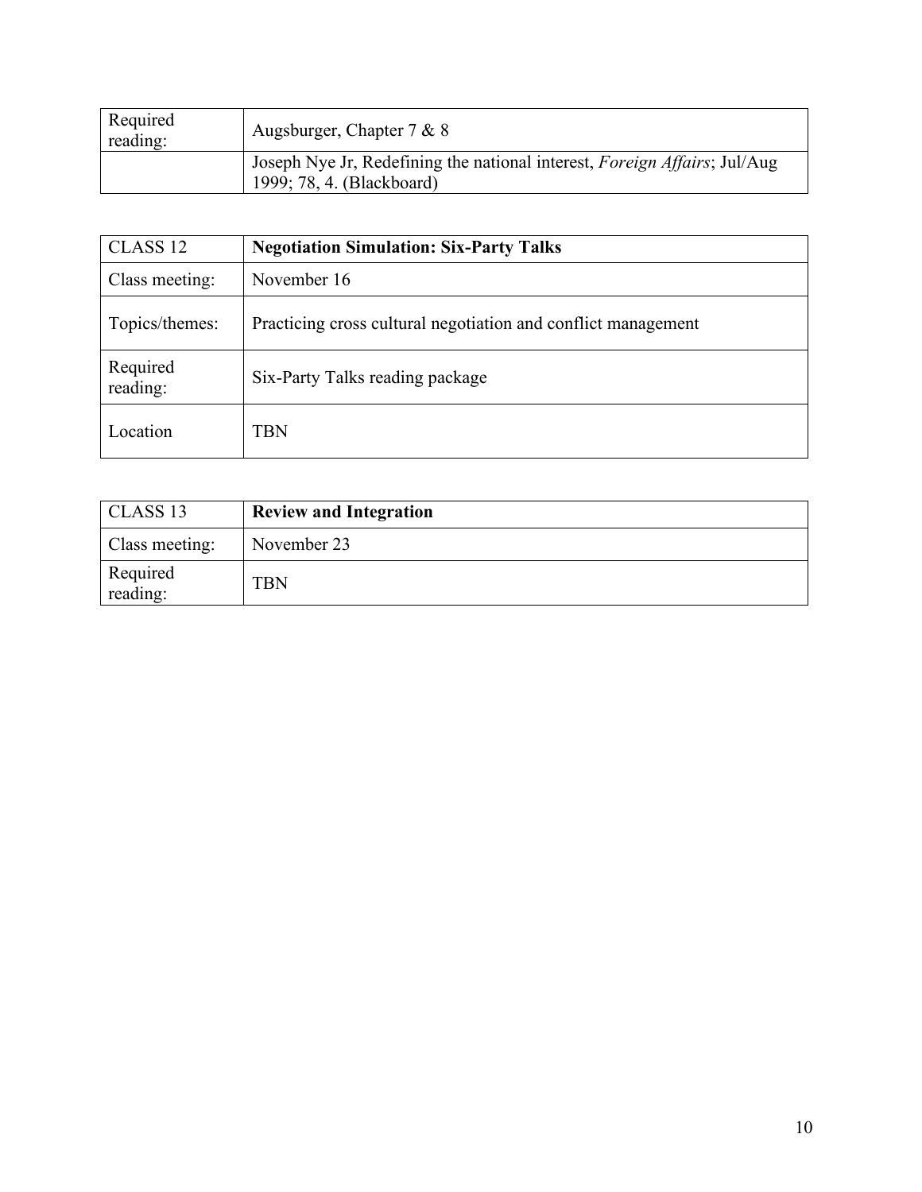| | |
|---|---|
| Required reading: | Augsburger, Chapter 7 & 8 |
| | Joseph Nye Jr, Redefining the national interest, *Foreign Affairs*; Jul/Aug 1999; 78, 4. (Blackboard) |

| CLASS 12 | **Negotiation Simulation: Six-Party Talks** |
|---|---|
| Class meeting: | November 16 |
| Topics/themes: | Practicing cross cultural negotiation and conflict management |
| Required reading: | Six-Party Talks reading package |
| Location | TBN |

| CLASS 13 | **Review and Integration** |
|---|---|
| Class meeting: | November 23 |
| Required reading: | TBN |